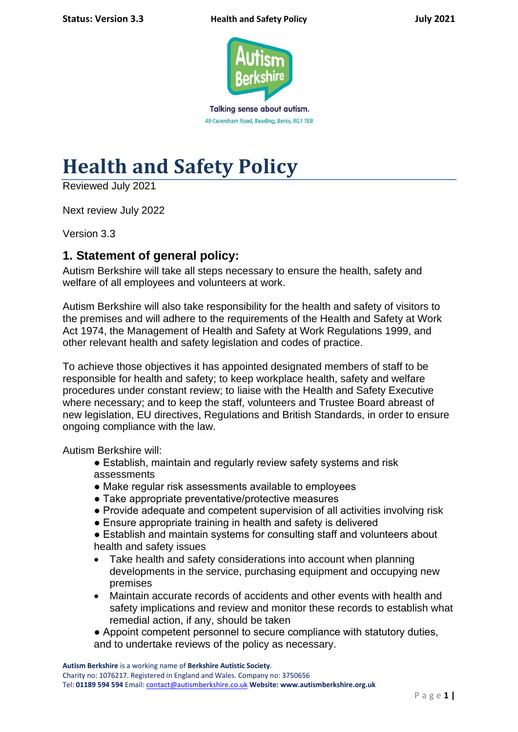Talking sense about autism.

40 Caversham Road, Reading, Berks, RG1 7EB

# Health and Safety Policy

Reviewed July 2021

Next review July 2022

Version 3.3

## 1. Statement of general policy:

Autism Berkshire will take all steps necessary to ensure the health, safety and welfare of all employees and volunteers at work.

Autism Berkshire will also take responsibility for the health and safety of visitors to the premises and will adhere to the requirements of the Health and Safety at Work Act 1974, the Management of Health and Safety at Work Regulations 1999, and other relevant health and safety legislation and codes of practice.

To achieve those objectives it has appointed designated members of staff to be responsible for health and safety; to keep workplace health, safety and welfare procedures under constant review; to liaise with the Health and Safety Executive where necessary; and to keep the staff, volunteers and Trustee Board abreast of new legislation, EU directives, Regulations and British Standards, in order to ensure ongoing compliance with the law.

Autism Berkshire will:

- Establish, maintain and regularly review safety systems and risk assessments
- Make regular risk assessments available to employees
- Take appropriate preventative/protective measures
- Provide adequate and competent supervision of all activities involving risk
- Ensure appropriate training in health and safety is delivered
- Establish and maintain systems for consulting staff and volunteers about health and safety issues
- Take health and safety considerations into account when planning developments in the service, purchasing equipment and occupying new premises
- Maintain accurate records of accidents and other events with health and safety implications and review and monitor these records to establish what remedial action, if any, should be taken
- Appoint competent personnel to secure compliance with statutory duties, and to undertake reviews of the policy as necessary.

**Autism Berkshire** is a working name of **Berkshire Autistic Society**.
Charity no: 1076217. Registered in England and Wales. Company no: 3750656
Tel: **01189 594 594** Email: contact@autismberkshire.co.uk **Website: www.autismberkshire.org.uk**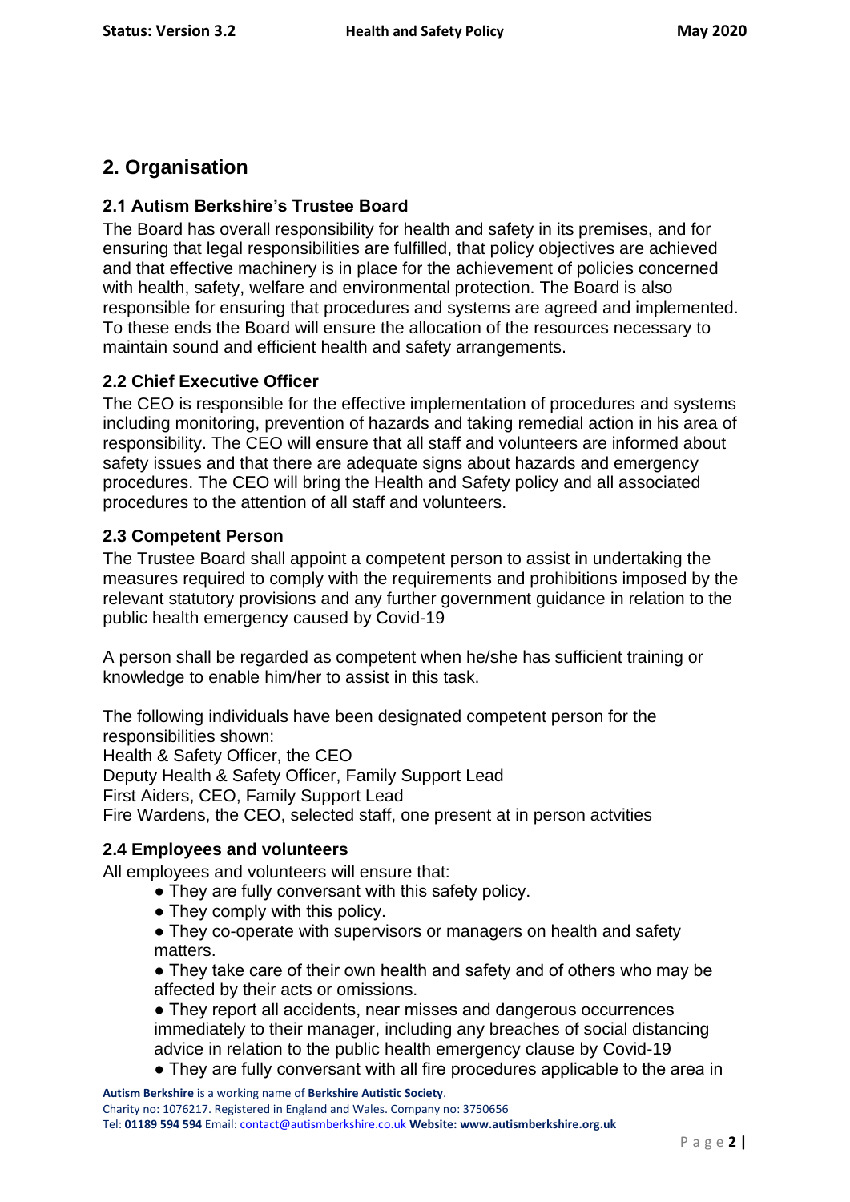## 2. Organisation

### 2.1 Autism Berkshire's Trustee Board

The Board has overall responsibility for health and safety in its premises, and for ensuring that legal responsibilities are fulfilled, that policy objectives are achieved and that effective machinery is in place for the achievement of policies concerned with health, safety, welfare and environmental protection. The Board is also responsible for ensuring that procedures and systems are agreed and implemented. To these ends the Board will ensure the allocation of the resources necessary to maintain sound and efficient health and safety arrangements.

### 2.2 Chief Executive Officer

The CEO is responsible for the effective implementation of procedures and systems including monitoring, prevention of hazards and taking remedial action in his area of responsibility. The CEO will ensure that all staff and volunteers are informed about safety issues and that there are adequate signs about hazards and emergency procedures. The CEO will bring the Health and Safety policy and all associated procedures to the attention of all staff and volunteers.

### 2.3 Competent Person

The Trustee Board shall appoint a competent person to assist in undertaking the measures required to comply with the requirements and prohibitions imposed by the relevant statutory provisions and any further government guidance in relation to the public health emergency caused by Covid-19

A person shall be regarded as competent when he/she has sufficient training or knowledge to enable him/her to assist in this task.

The following individuals have been designated competent person for the responsibilities shown:
Health & Safety Officer, the CEO
Deputy Health & Safety Officer, Family Support Lead
First Aiders, CEO, Family Support Lead
Fire Wardens, the CEO, selected staff, one present at in person actvities

### 2.4 Employees and volunteers

All employees and volunteers will ensure that:

- They are fully conversant with this safety policy.
- They comply with this policy.
- They co-operate with supervisors or managers on health and safety matters.
- They take care of their own health and safety and of others who may be affected by their acts or omissions.
- They report all accidents, near misses and dangerous occurrences immediately to their manager, including any breaches of social distancing advice in relation to the public health emergency clause by Covid-19
- They are fully conversant with all fire procedures applicable to the area in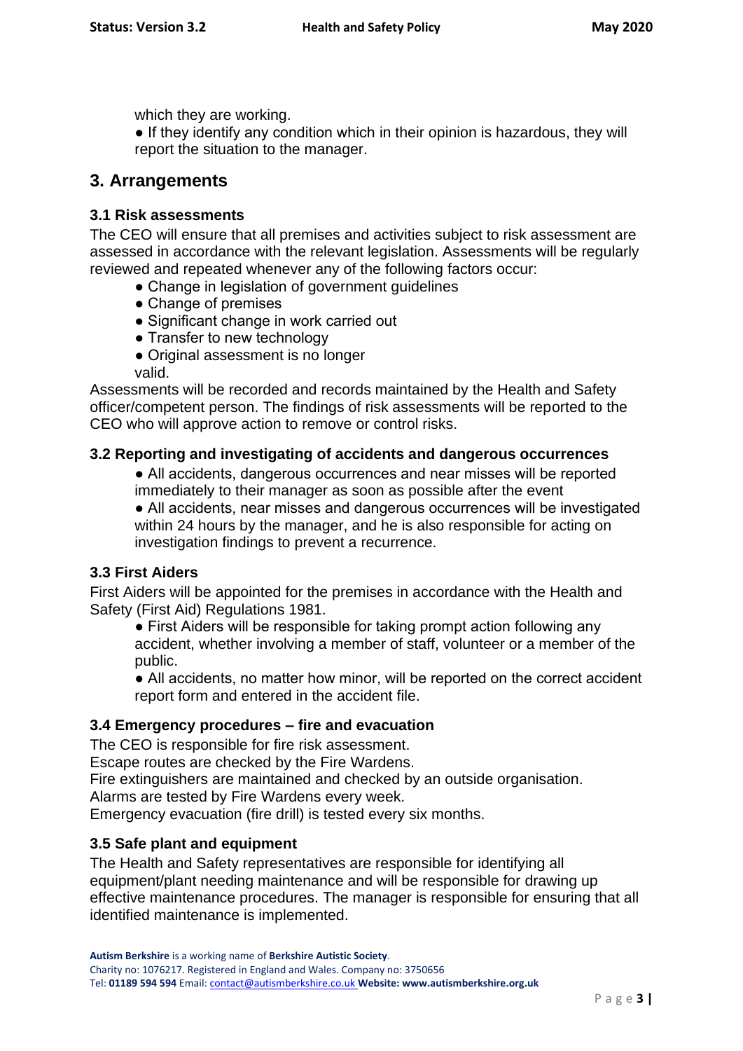which they are working.

- If they identify any condition which in their opinion is hazardous, they will report the situation to the manager.

## 3. Arrangements

### 3.1 Risk assessments

The CEO will ensure that all premises and activities subject to risk assessment are assessed in accordance with the relevant legislation. Assessments will be regularly reviewed and repeated whenever any of the following factors occur:

- Change in legislation of government guidelines
- Change of premises
- Significant change in work carried out
- Transfer to new technology
- Original assessment is no longer valid.

Assessments will be recorded and records maintained by the Health and Safety officer/competent person. The findings of risk assessments will be reported to the CEO who will approve action to remove or control risks.

### 3.2 Reporting and investigating of accidents and dangerous occurrences

- All accidents, dangerous occurrences and near misses will be reported immediately to their manager as soon as possible after the event
- All accidents, near misses and dangerous occurrences will be investigated within 24 hours by the manager, and he is also responsible for acting on investigation findings to prevent a recurrence.

### 3.3 First Aiders

First Aiders will be appointed for the premises in accordance with the Health and Safety (First Aid) Regulations 1981.

- First Aiders will be responsible for taking prompt action following any accident, whether involving a member of staff, volunteer or a member of the public.
- All accidents, no matter how minor, will be reported on the correct accident report form and entered in the accident file.

### 3.4 Emergency procedures – fire and evacuation

The CEO is responsible for fire risk assessment.
Escape routes are checked by the Fire Wardens.
Fire extinguishers are maintained and checked by an outside organisation.
Alarms are tested by Fire Wardens every week.
Emergency evacuation (fire drill) is tested every six months.

### 3.5 Safe plant and equipment

The Health and Safety representatives are responsible for identifying all equipment/plant needing maintenance and will be responsible for drawing up effective maintenance procedures. The manager is responsible for ensuring that all identified maintenance is implemented.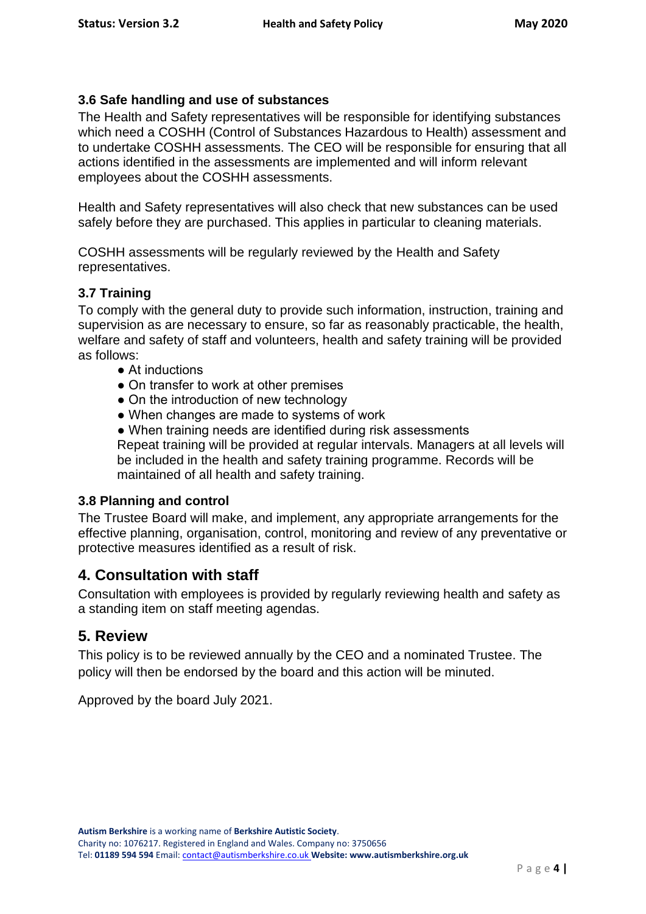### 3.6 Safe handling and use of substances

The Health and Safety representatives will be responsible for identifying substances which need a COSHH (Control of Substances Hazardous to Health) assessment and to undertake COSHH assessments. The CEO will be responsible for ensuring that all actions identified in the assessments are implemented and will inform relevant employees about the COSHH assessments.

Health and Safety representatives will also check that new substances can be used safely before they are purchased. This applies in particular to cleaning materials.

COSHH assessments will be regularly reviewed by the Health and Safety representatives.

### 3.7 Training

To comply with the general duty to provide such information, instruction, training and supervision as are necessary to ensure, so far as reasonably practicable, the health, welfare and safety of staff and volunteers, health and safety training will be provided as follows:

- At inductions
- On transfer to work at other premises
- On the introduction of new technology
- When changes are made to systems of work
- When training needs are identified during risk assessments

Repeat training will be provided at regular intervals. Managers at all levels will be included in the health and safety training programme. Records will be maintained of all health and safety training.

### 3.8 Planning and control

The Trustee Board will make, and implement, any appropriate arrangements for the effective planning, organisation, control, monitoring and review of any preventative or protective measures identified as a result of risk.

## 4. Consultation with staff

Consultation with employees is provided by regularly reviewing health and safety as a standing item on staff meeting agendas.

## 5. Review

This policy is to be reviewed annually by the CEO and a nominated Trustee. The policy will then be endorsed by the board and this action will be minuted.

Approved by the board July 2021.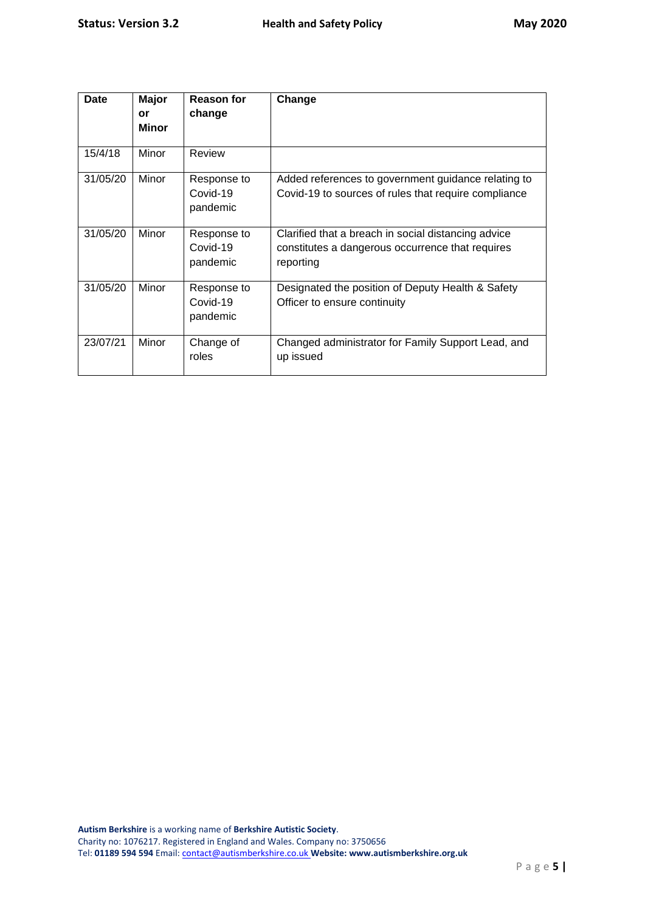| Date | Major or Minor | Reason for change | Change |
|---|---|---|---|
| 15/4/18 | Minor | Review | |
| 31/05/20 | Minor | Response to Covid-19 pandemic | Added references to government guidance relating to Covid-19 to sources of rules that require compliance |
| 31/05/20 | Minor | Response to Covid-19 pandemic | Clarified that a breach in social distancing advice constitutes a dangerous occurrence that requires reporting |
| 31/05/20 | Minor | Response to Covid-19 pandemic | Designated the position of Deputy Health & Safety Officer to ensure continuity |
| 23/07/21 | Minor | Change of roles | Changed administrator for Family Support Lead, and up issued |